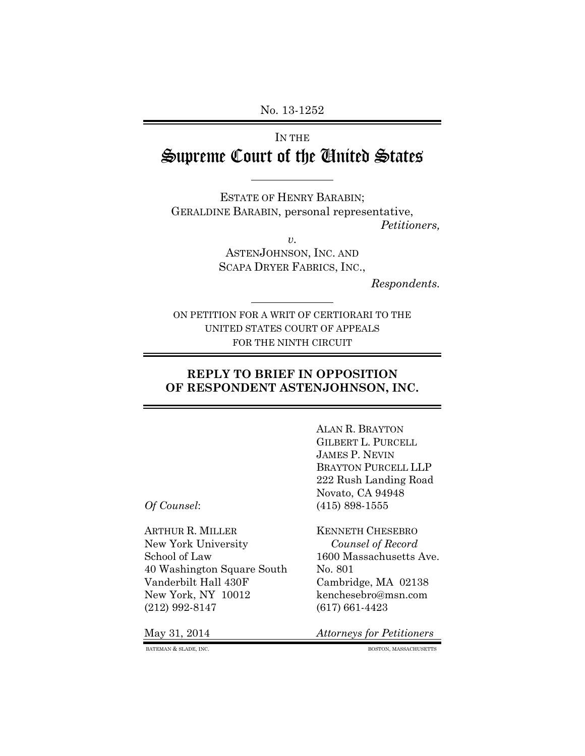No. 13-1252

IN THE

# Supreme Court of the United States

ESTATE OF HENRY BARABIN;
GERALDINE BARABIN, personal representative,
*Petitioners,*

*v.*

ASTENJOHNSON, INC. AND
SCAPA DRYER FABRICS, INC.,
*Respondents.*

ON PETITION FOR A WRIT OF CERTIORARI TO THE
UNITED STATES COURT OF APPEALS
FOR THE NINTH CIRCUIT

## REPLY TO BRIEF IN OPPOSITION OF RESPONDENT ASTENJOHNSON, INC.

ALAN R. BRAYTON
GILBERT L. PURCELL
JAMES P. NEVIN
BRAYTON PURCELL LLP
222 Rush Landing Road
Novato, CA 94948
(415) 898-1555

*Of Counsel*:

ARTHUR R. MILLER
New York University
School of Law
40 Washington Square South
Vanderbilt Hall 430F
New York, NY 10012
(212) 992-8147

KENNETH CHESEBRO
*Counsel of Record*
1600 Massachusetts Ave.
No. 801
Cambridge, MA 02138
kenchesebro@msn.com
(617) 661-4423

May 31, 2014

*Attorneys for Petitioners*

BATEMAN & SLADE, INC. BOSTON, MASSACHUSETTS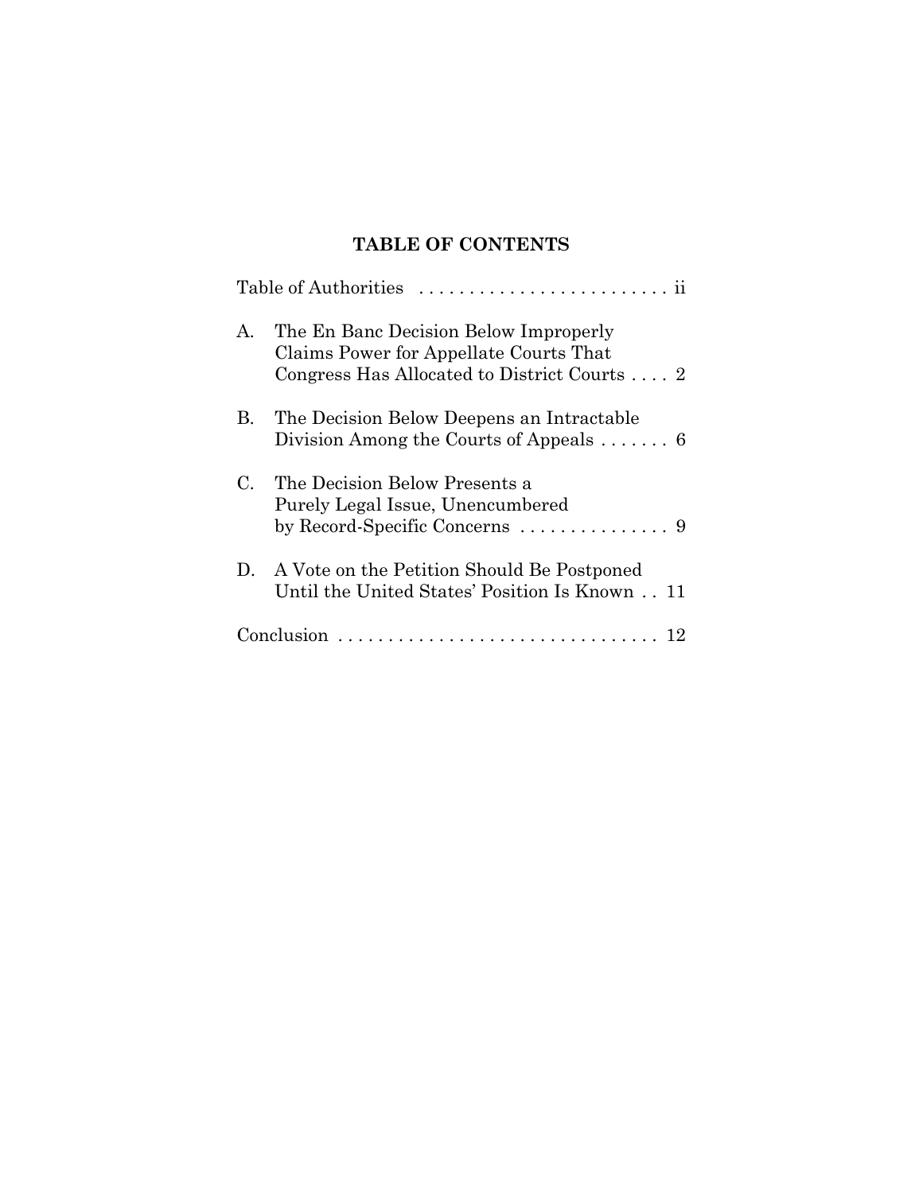**TABLE OF CONTENTS**

Table of Authorities . . . . . . . . . . . . . . . . . . . . . . . . . ii

A. The En Banc Decision Below Improperly Claims Power for Appellate Courts That Congress Has Allocated to District Courts . . . . 2

B. The Decision Below Deepens an Intractable Division Among the Courts of Appeals . . . . . . . 6

C. The Decision Below Presents a Purely Legal Issue, Unencumbered by Record-Specific Concerns . . . . . . . . . . . . . . . 9

D. A Vote on the Petition Should Be Postponed Until the United States' Position Is Known . . 11

Conclusion . . . . . . . . . . . . . . . . . . . . . . . . . . . . . . . . 12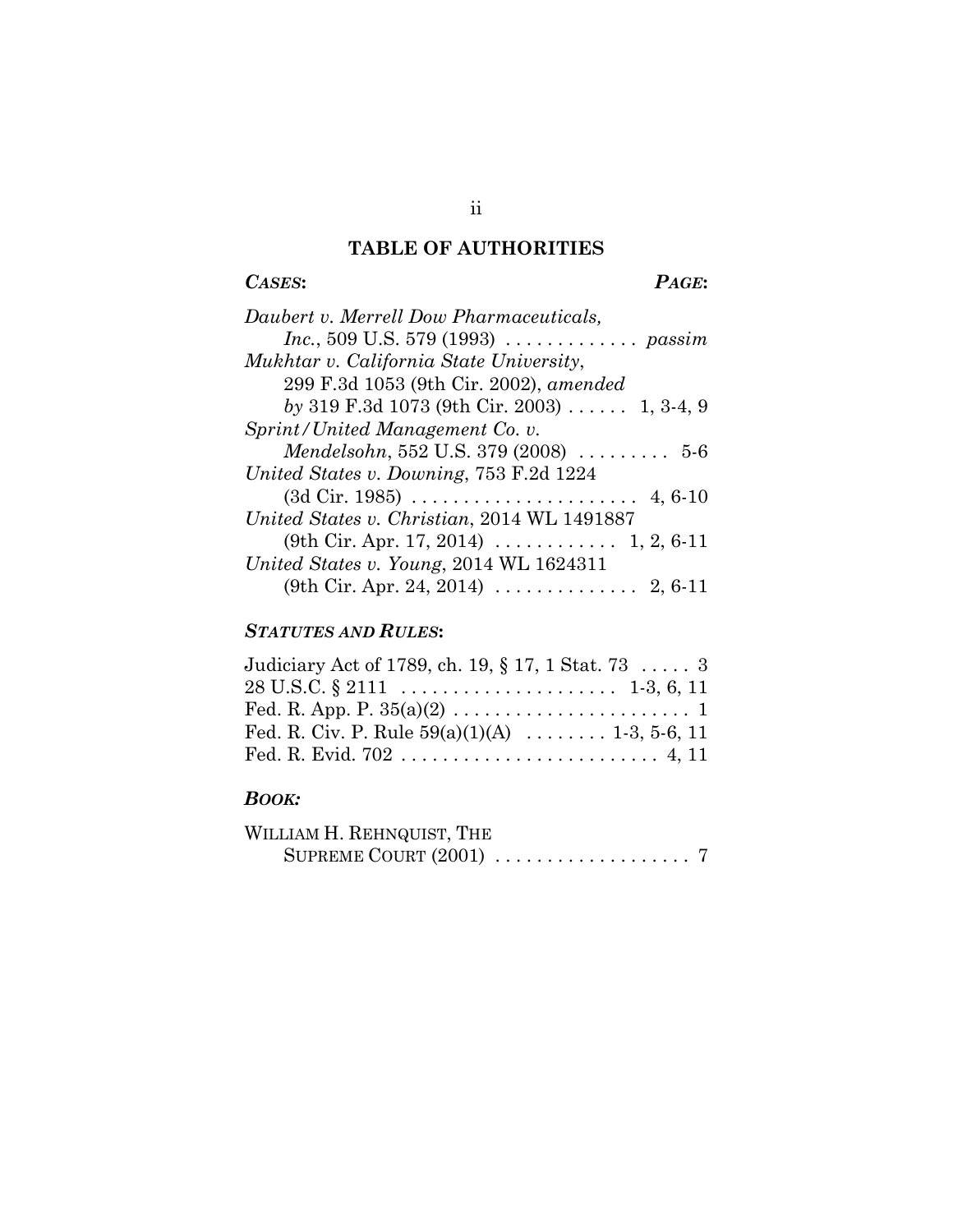## TABLE OF AUTHORITIES

***CASES*:** ***PAGE*:**

*Daubert v. Merrell Dow Pharmaceuticals, Inc.*, 509 U.S. 579 (1993) . . . . . . . . . . . . . *passim*

*Mukhtar v. California State University*, 299 F.3d 1053 (9th Cir. 2002), *amended by* 319 F.3d 1073 (9th Cir. 2003) . . . . . . 1, 3-4, 9

*Sprint/United Management Co. v. Mendelsohn*, 552 U.S. 379 (2008) . . . . . . . . . 5-6

*United States v. Downing*, 753 F.2d 1224 (3d Cir. 1985) . . . . . . . . . . . . . . . . . . . . . . 4, 6-10

*United States v. Christian*, 2014 WL 1491887 (9th Cir. Apr. 17, 2014) . . . . . . . . . . . . 1, 2, 6-11

*United States v. Young*, 2014 WL 1624311 (9th Cir. Apr. 24, 2014) . . . . . . . . . . . . . . 2, 6-11

***STATUTES AND RULES*:**

Judiciary Act of 1789, ch. 19, § 17, 1 Stat. 73 . . . . . 3

28 U.S.C. § 2111 . . . . . . . . . . . . . . . . . . . . . 1-3, 6, 11

Fed. R. App. P. 35(a)(2) . . . . . . . . . . . . . . . . . . . . . . . 1

Fed. R. Civ. P. Rule 59(a)(1)(A) . . . . . . . . 1-3, 5-6, 11

Fed. R. Evid. 702 . . . . . . . . . . . . . . . . . . . . . . . . . 4, 11

***BOOK:***

WILLIAM H. REHNQUIST, THE SUPREME COURT (2001) . . . . . . . . . . . . . . . . . . . 7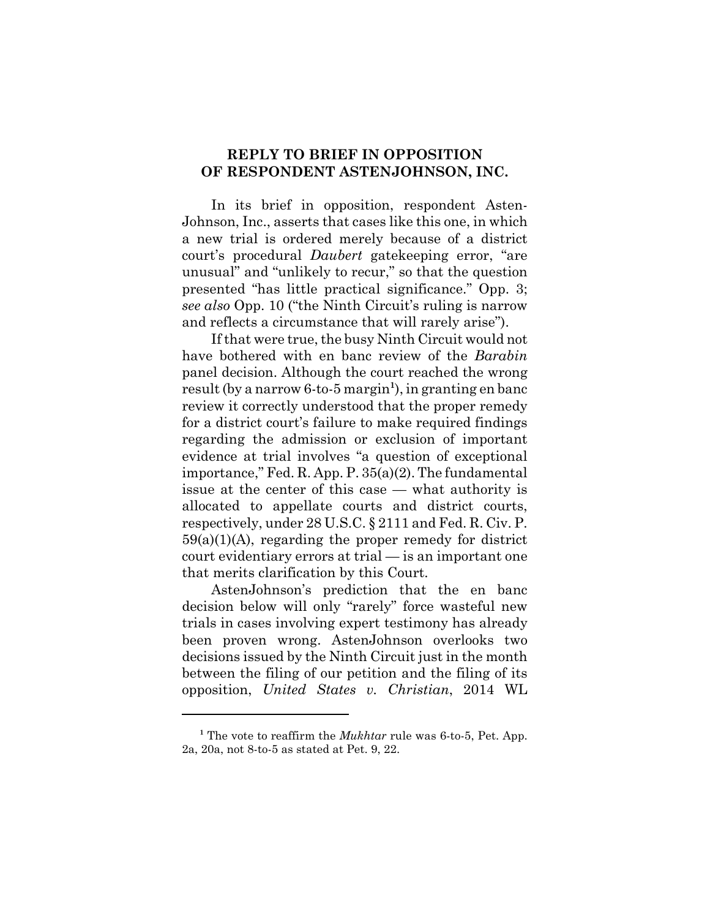## REPLY TO BRIEF IN OPPOSITION OF RESPONDENT ASTENJOHNSON, INC.

In its brief in opposition, respondent Asten-Johnson, Inc., asserts that cases like this one, in which a new trial is ordered merely because of a district court's procedural *Daubert* gatekeeping error, "are unusual" and "unlikely to recur," so that the question presented "has little practical significance." Opp. 3; *see also* Opp. 10 ("the Ninth Circuit's ruling is narrow and reflects a circumstance that will rarely arise").

If that were true, the busy Ninth Circuit would not have bothered with en banc review of the *Barabin* panel decision. Although the court reached the wrong result (by a narrow 6-to-5 margin[1]), in granting en banc review it correctly understood that the proper remedy for a district court's failure to make required findings regarding the admission or exclusion of important evidence at trial involves "a question of exceptional importance," Fed. R. App. P. 35(a)(2). The fundamental issue at the center of this case — what authority is allocated to appellate courts and district courts, respectively, under 28 U.S.C. § 2111 and Fed. R. Civ. P. 59(a)(1)(A), regarding the proper remedy for district court evidentiary errors at trial — is an important one that merits clarification by this Court.

AstenJohnson's prediction that the en banc decision below will only "rarely" force wasteful new trials in cases involving expert testimony has already been proven wrong. AstenJohnson overlooks two decisions issued by the Ninth Circuit just in the month between the filing of our petition and the filing of its opposition, *United States v. Christian*, 2014 WL

[1] The vote to reaffirm the *Mukhtar* rule was 6-to-5, Pet. App. 2a, 20a, not 8-to-5 as stated at Pet. 9, 22.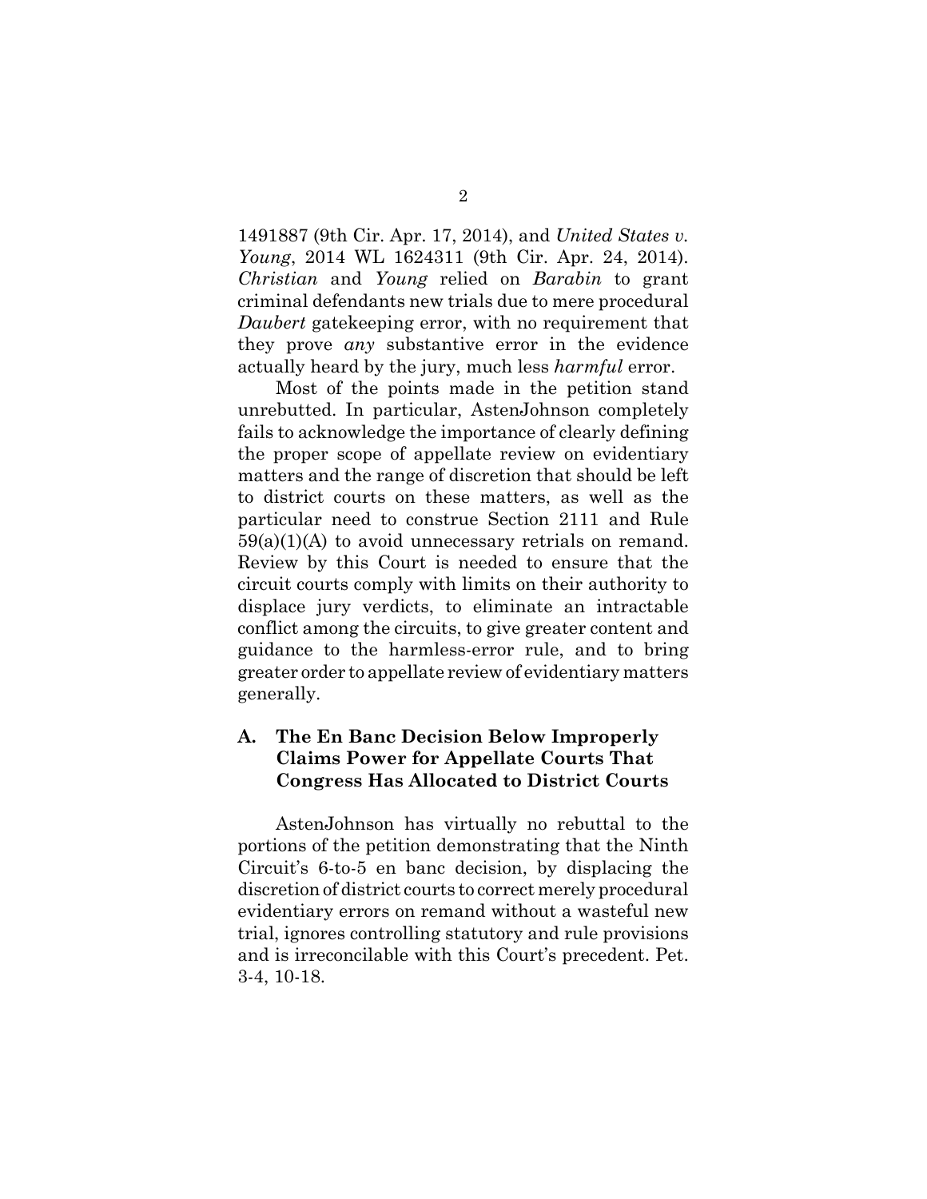1491887 (9th Cir. Apr. 17, 2014), and *United States v. Young*, 2014 WL 1624311 (9th Cir. Apr. 24, 2014). *Christian* and *Young* relied on *Barabin* to grant criminal defendants new trials due to mere procedural *Daubert* gatekeeping error, with no requirement that they prove *any* substantive error in the evidence actually heard by the jury, much less *harmful* error.

Most of the points made in the petition stand unrebutted. In particular, AstenJohnson completely fails to acknowledge the importance of clearly defining the proper scope of appellate review on evidentiary matters and the range of discretion that should be left to district courts on these matters, as well as the particular need to construe Section 2111 and Rule 59(a)(1)(A) to avoid unnecessary retrials on remand. Review by this Court is needed to ensure that the circuit courts comply with limits on their authority to displace jury verdicts, to eliminate an intractable conflict among the circuits, to give greater content and guidance to the harmless-error rule, and to bring greater order to appellate review of evidentiary matters generally.

### A. The En Banc Decision Below Improperly Claims Power for Appellate Courts That Congress Has Allocated to District Courts

AstenJohnson has virtually no rebuttal to the portions of the petition demonstrating that the Ninth Circuit's 6-to-5 en banc decision, by displacing the discretion of district courts to correct merely procedural evidentiary errors on remand without a wasteful new trial, ignores controlling statutory and rule provisions and is irreconcilable with this Court's precedent. Pet. 3-4, 10-18.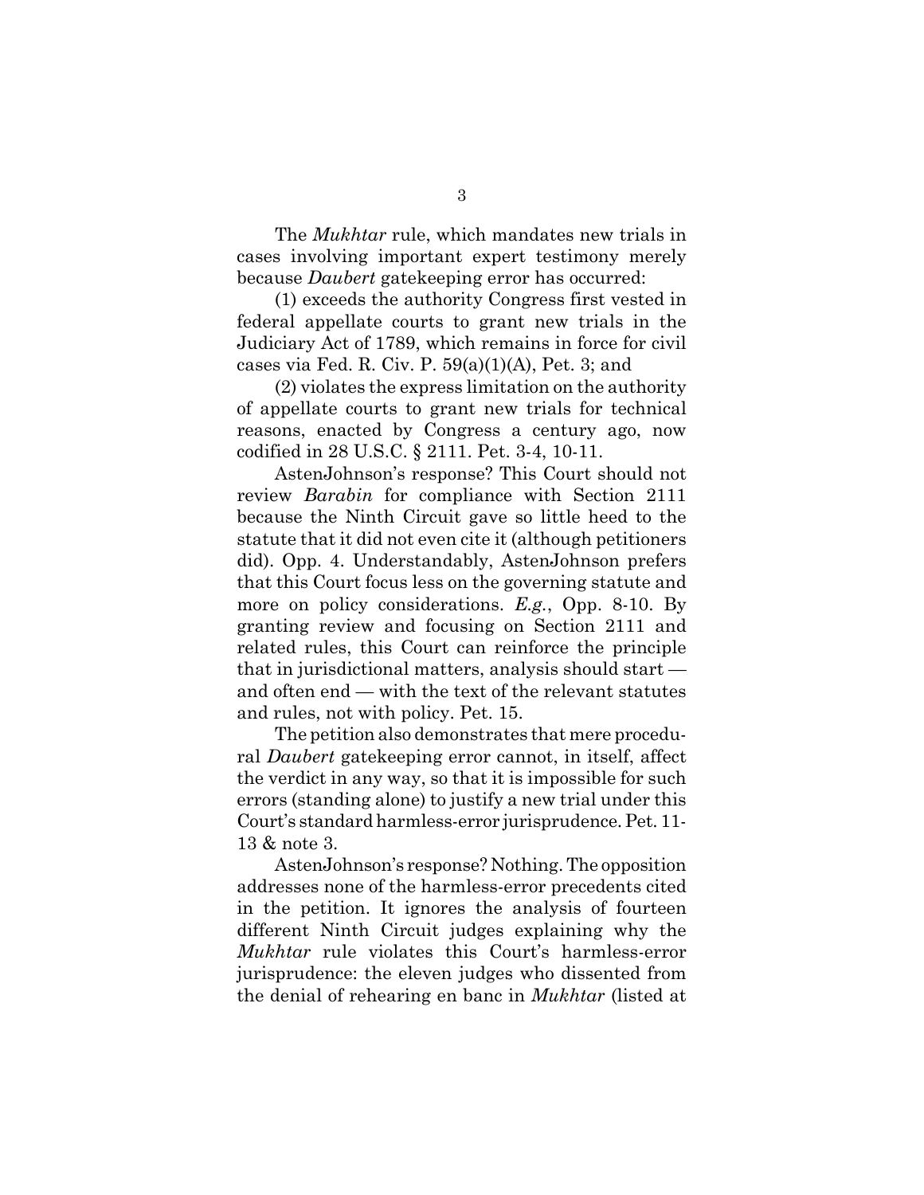The *Mukhtar* rule, which mandates new trials in cases involving important expert testimony merely because *Daubert* gatekeeping error has occurred:

(1) exceeds the authority Congress first vested in federal appellate courts to grant new trials in the Judiciary Act of 1789, which remains in force for civil cases via Fed. R. Civ. P. 59(a)(1)(A), Pet. 3; and

(2) violates the express limitation on the authority of appellate courts to grant new trials for technical reasons, enacted by Congress a century ago, now codified in 28 U.S.C. § 2111. Pet. 3-4, 10-11.

AstenJohnson's response? This Court should not review *Barabin* for compliance with Section 2111 because the Ninth Circuit gave so little heed to the statute that it did not even cite it (although petitioners did). Opp. 4. Understandably, AstenJohnson prefers that this Court focus less on the governing statute and more on policy considerations. *E.g.*, Opp. 8-10. By granting review and focusing on Section 2111 and related rules, this Court can reinforce the principle that in jurisdictional matters, analysis should start — and often end — with the text of the relevant statutes and rules, not with policy. Pet. 15.

The petition also demonstrates that mere procedural *Daubert* gatekeeping error cannot, in itself, affect the verdict in any way, so that it is impossible for such errors (standing alone) to justify a new trial under this Court's standard harmless-error jurisprudence. Pet. 11-13 & note 3.

AstenJohnson's response? Nothing. The opposition addresses none of the harmless-error precedents cited in the petition. It ignores the analysis of fourteen different Ninth Circuit judges explaining why the *Mukhtar* rule violates this Court's harmless-error jurisprudence: the eleven judges who dissented from the denial of rehearing en banc in *Mukhtar* (listed at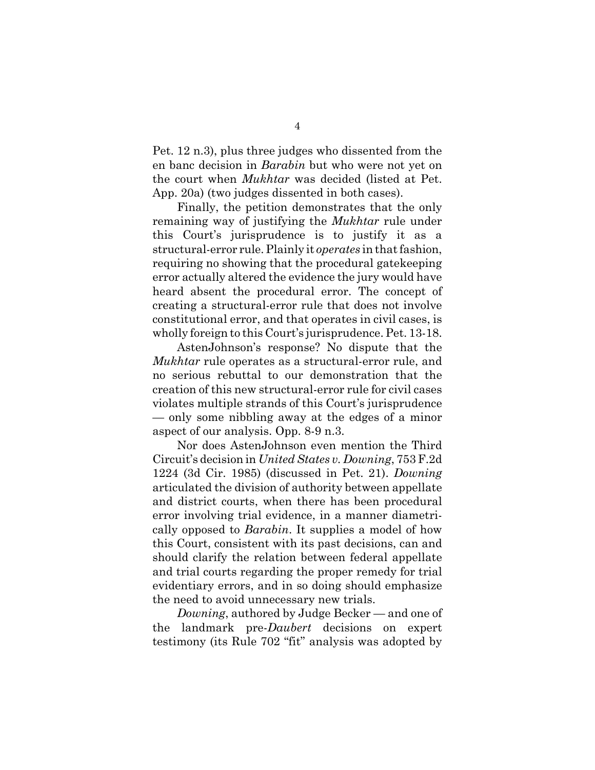Pet. 12 n.3), plus three judges who dissented from the en banc decision in *Barabin* but who were not yet on the court when *Mukhtar* was decided (listed at Pet. App. 20a) (two judges dissented in both cases).

Finally, the petition demonstrates that the only remaining way of justifying the *Mukhtar* rule under this Court's jurisprudence is to justify it as a structural-error rule. Plainly it *operates* in that fashion, requiring no showing that the procedural gatekeeping error actually altered the evidence the jury would have heard absent the procedural error. The concept of creating a structural-error rule that does not involve constitutional error, and that operates in civil cases, is wholly foreign to this Court's jurisprudence. Pet. 13-18.

AstenJohnson's response? No dispute that the *Mukhtar* rule operates as a structural-error rule, and no serious rebuttal to our demonstration that the creation of this new structural-error rule for civil cases violates multiple strands of this Court's jurisprudence — only some nibbling away at the edges of a minor aspect of our analysis. Opp. 8-9 n.3.

Nor does AstenJohnson even mention the Third Circuit's decision in *United States v. Downing*, 753 F.2d 1224 (3d Cir. 1985) (discussed in Pet. 21). *Downing* articulated the division of authority between appellate and district courts, when there has been procedural error involving trial evidence, in a manner diametrically opposed to *Barabin*. It supplies a model of how this Court, consistent with its past decisions, can and should clarify the relation between federal appellate and trial courts regarding the proper remedy for trial evidentiary errors, and in so doing should emphasize the need to avoid unnecessary new trials.

*Downing*, authored by Judge Becker — and one of the landmark pre-*Daubert* decisions on expert testimony (its Rule 702 "fit" analysis was adopted by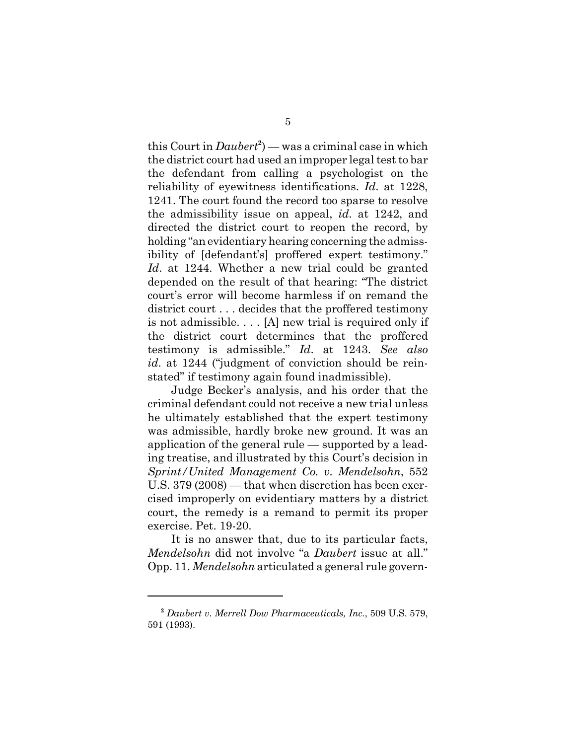this Court in *Daubert*[2]) — was a criminal case in which the district court had used an improper legal test to bar the defendant from calling a psychologist on the reliability of eyewitness identifications. *Id*. at 1228, 1241. The court found the record too sparse to resolve the admissibility issue on appeal, *id*. at 1242, and directed the district court to reopen the record, by holding "an evidentiary hearing concerning the admissibility of [defendant's] proffered expert testimony." *Id*. at 1244. Whether a new trial could be granted depended on the result of that hearing: "The district court's error will become harmless if on remand the district court . . . decides that the proffered testimony is not admissible. . . . [A] new trial is required only if the district court determines that the proffered testimony is admissible." *Id*. at 1243. *See also id*. at 1244 ("judgment of conviction should be reinstated" if testimony again found inadmissible).

Judge Becker's analysis, and his order that the criminal defendant could not receive a new trial unless he ultimately established that the expert testimony was admissible, hardly broke new ground. It was an application of the general rule — supported by a leading treatise, and illustrated by this Court's decision in *Sprint/United Management Co. v. Mendelsohn*, 552 U.S. 379 (2008) — that when discretion has been exercised improperly on evidentiary matters by a district court, the remedy is a remand to permit its proper exercise. Pet. 19-20.

It is no answer that, due to its particular facts, *Mendelsohn* did not involve "a *Daubert* issue at all." Opp. 11. *Mendelsohn* articulated a general rule govern-

[2] *Daubert v. Merrell Dow Pharmaceuticals, Inc.*, 509 U.S. 579, 591 (1993).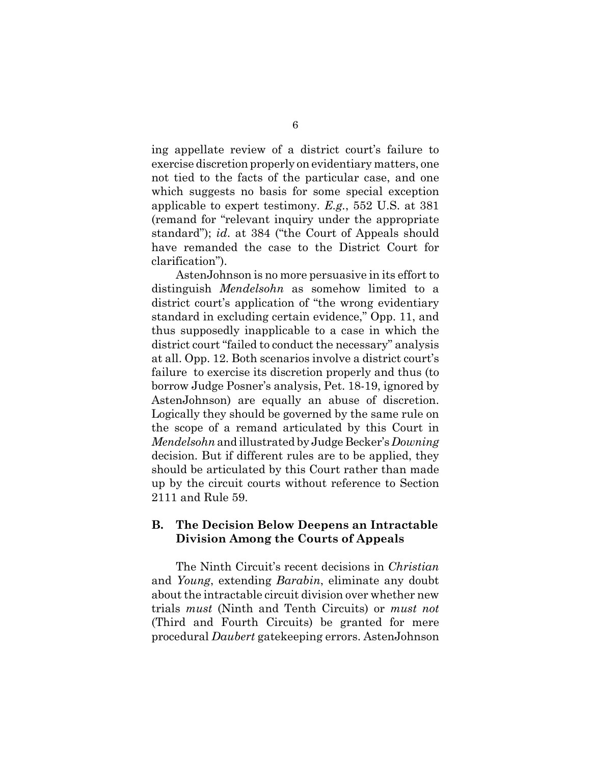ing appellate review of a district court's failure to exercise discretion properly on evidentiary matters, one not tied to the facts of the particular case, and one which suggests no basis for some special exception applicable to expert testimony. *E.g.*, 552 U.S. at 381 (remand for "relevant inquiry under the appropriate standard"); *id*. at 384 ("the Court of Appeals should have remanded the case to the District Court for clarification").

AstenJohnson is no more persuasive in its effort to distinguish *Mendelsohn* as somehow limited to a district court's application of "the wrong evidentiary standard in excluding certain evidence," Opp. 11, and thus supposedly inapplicable to a case in which the district court "failed to conduct the necessary" analysis at all. Opp. 12. Both scenarios involve a district court's failure to exercise its discretion properly and thus (to borrow Judge Posner's analysis, Pet. 18-19, ignored by AstenJohnson) are equally an abuse of discretion. Logically they should be governed by the same rule on the scope of a remand articulated by this Court in *Mendelsohn* and illustrated by Judge Becker's *Downing* decision. But if different rules are to be applied, they should be articulated by this Court rather than made up by the circuit courts without reference to Section 2111 and Rule 59.

## B. The Decision Below Deepens an Intractable Division Among the Courts of Appeals

The Ninth Circuit's recent decisions in *Christian* and *Young*, extending *Barabin*, eliminate any doubt about the intractable circuit division over whether new trials *must* (Ninth and Tenth Circuits) or *must not* (Third and Fourth Circuits) be granted for mere procedural *Daubert* gatekeeping errors. AstenJohnson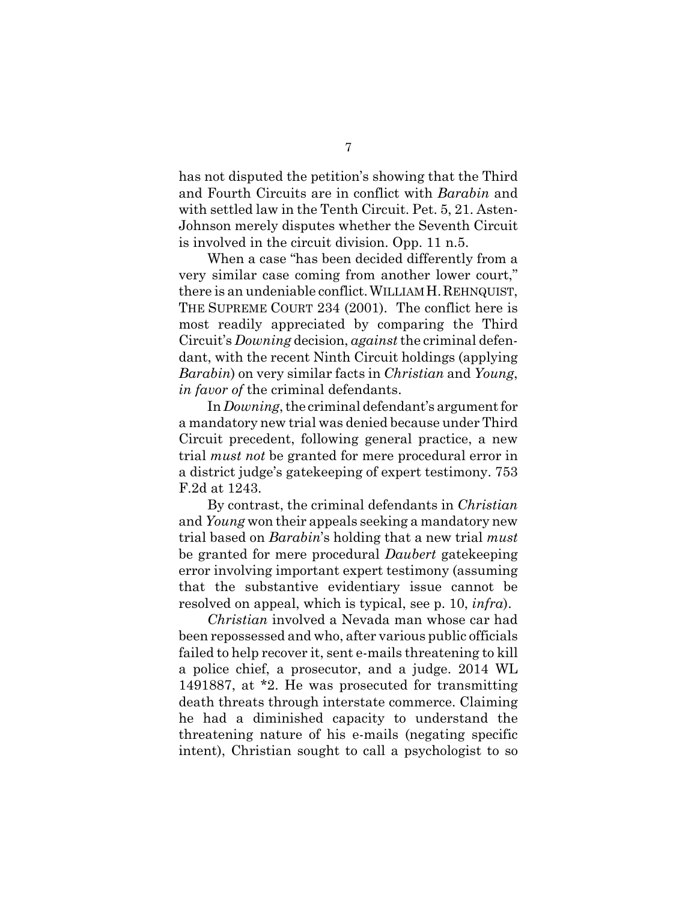has not disputed the petition's showing that the Third and Fourth Circuits are in conflict with *Barabin* and with settled law in the Tenth Circuit. Pet. 5, 21. Asten-Johnson merely disputes whether the Seventh Circuit is involved in the circuit division. Opp. 11 n.5.

When a case "has been decided differently from a very similar case coming from another lower court," there is an undeniable conflict. WILLIAM H. REHNQUIST, THE SUPREME COURT 234 (2001). The conflict here is most readily appreciated by comparing the Third Circuit's *Downing* decision, *against* the criminal defendant, with the recent Ninth Circuit holdings (applying *Barabin*) on very similar facts in *Christian* and *Young*, *in favor of* the criminal defendants.

In *Downing*, the criminal defendant's argument for a mandatory new trial was denied because under Third Circuit precedent, following general practice, a new trial *must not* be granted for mere procedural error in a district judge's gatekeeping of expert testimony. 753 F.2d at 1243.

By contrast, the criminal defendants in *Christian* and *Young* won their appeals seeking a mandatory new trial based on *Barabin*'s holding that a new trial *must* be granted for mere procedural *Daubert* gatekeeping error involving important expert testimony (assuming that the substantive evidentiary issue cannot be resolved on appeal, which is typical, see p. 10, *infra*).

*Christian* involved a Nevada man whose car had been repossessed and who, after various public officials failed to help recover it, sent e-mails threatening to kill a police chief, a prosecutor, and a judge. 2014 WL 1491887, at *2. He was prosecuted for transmitting death threats through interstate commerce. Claiming he had a diminished capacity to understand the threatening nature of his e-mails (negating specific intent), Christian sought to call a psychologist to so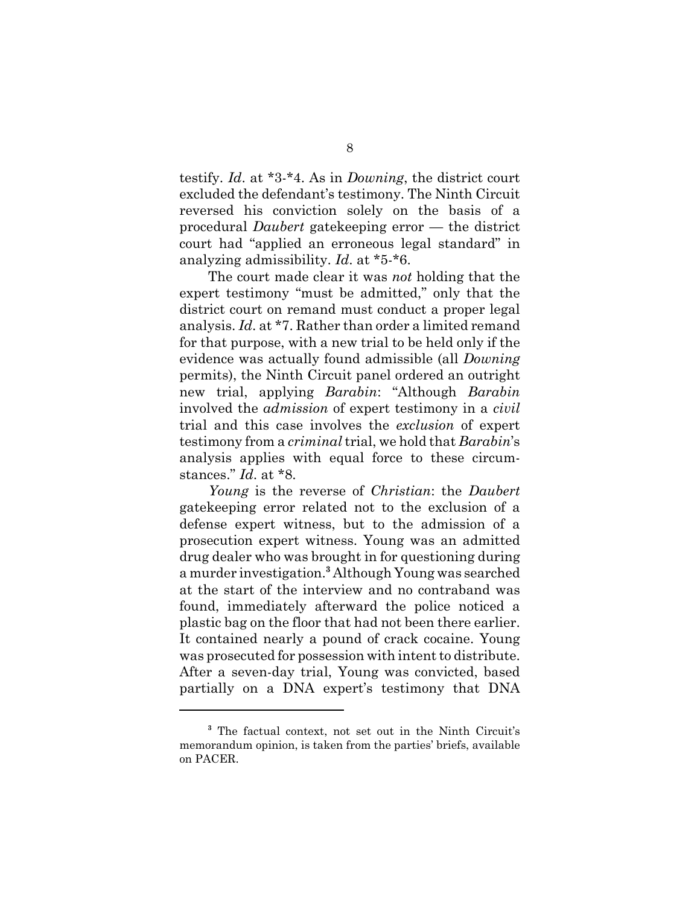testify. *Id*. at *3-*4. As in *Downing*, the district court excluded the defendant's testimony. The Ninth Circuit reversed his conviction solely on the basis of a procedural *Daubert* gatekeeping error — the district court had "applied an erroneous legal standard" in analyzing admissibility. *Id*. at *5-*6.

The court made clear it was *not* holding that the expert testimony "must be admitted," only that the district court on remand must conduct a proper legal analysis. *Id*. at *7. Rather than order a limited remand for that purpose, with a new trial to be held only if the evidence was actually found admissible (all *Downing* permits), the Ninth Circuit panel ordered an outright new trial, applying *Barabin*: "Although *Barabin* involved the *admission* of expert testimony in a *civil* trial and this case involves the *exclusion* of expert testimony from a *criminal* trial, we hold that *Barabin*'s analysis applies with equal force to these circumstances." *Id*. at *8.

*Young* is the reverse of *Christian*: the *Daubert* gatekeeping error related not to the exclusion of a defense expert witness, but to the admission of a prosecution expert witness. Young was an admitted drug dealer who was brought in for questioning during a murder investigation.[3] Although Young was searched at the start of the interview and no contraband was found, immediately afterward the police noticed a plastic bag on the floor that had not been there earlier. It contained nearly a pound of crack cocaine. Young was prosecuted for possession with intent to distribute. After a seven-day trial, Young was convicted, based partially on a DNA expert's testimony that DNA

---

[3] The factual context, not set out in the Ninth Circuit's memorandum opinion, is taken from the parties' briefs, available on PACER.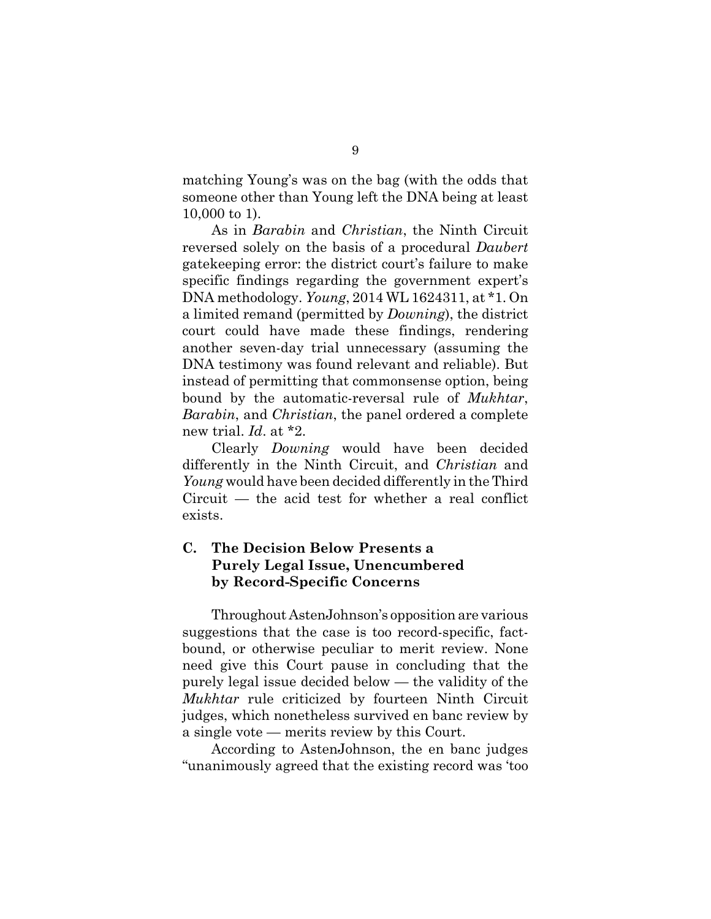matching Young's was on the bag (with the odds that someone other than Young left the DNA being at least 10,000 to 1).

As in *Barabin* and *Christian*, the Ninth Circuit reversed solely on the basis of a procedural *Daubert* gatekeeping error: the district court's failure to make specific findings regarding the government expert's DNA methodology. *Young*, 2014 WL 1624311, at *1. On a limited remand (permitted by *Downing*), the district court could have made these findings, rendering another seven-day trial unnecessary (assuming the DNA testimony was found relevant and reliable). But instead of permitting that commonsense option, being bound by the automatic-reversal rule of *Mukhtar*, *Barabin*, and *Christian*, the panel ordered a complete new trial. *Id*. at *2.

Clearly *Downing* would have been decided differently in the Ninth Circuit, and *Christian* and *Young* would have been decided differently in the Third Circuit — the acid test for whether a real conflict exists.

### C. The Decision Below Presents a Purely Legal Issue, Unencumbered by Record-Specific Concerns

Throughout AstenJohnson's opposition are various suggestions that the case is too record-specific, fact-bound, or otherwise peculiar to merit review. None need give this Court pause in concluding that the purely legal issue decided below — the validity of the *Mukhtar* rule criticized by fourteen Ninth Circuit judges, which nonetheless survived en banc review by a single vote — merits review by this Court.

According to AstenJohnson, the en banc judges "unanimously agreed that the existing record was 'too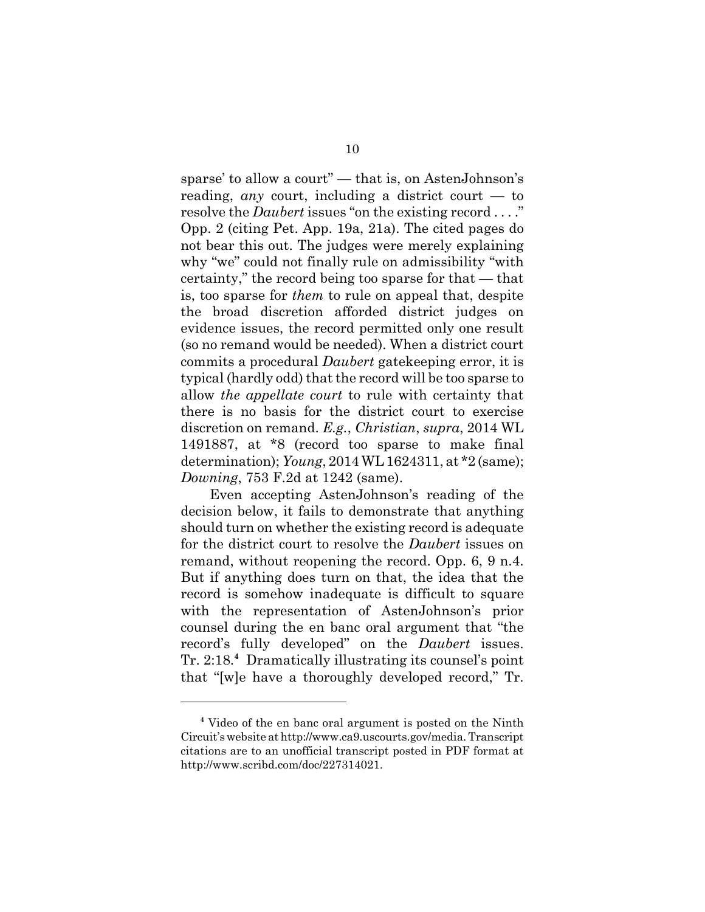sparse' to allow a court" — that is, on AstenJohnson's reading, *any* court, including a district court — to resolve the *Daubert* issues "on the existing record . . . ." Opp. 2 (citing Pet. App. 19a, 21a). The cited pages do not bear this out. The judges were merely explaining why "we" could not finally rule on admissibility "with certainty," the record being too sparse for that — that is, too sparse for *them* to rule on appeal that, despite the broad discretion afforded district judges on evidence issues, the record permitted only one result (so no remand would be needed). When a district court commits a procedural *Daubert* gatekeeping error, it is typical (hardly odd) that the record will be too sparse to allow *the appellate court* to rule with certainty that there is no basis for the district court to exercise discretion on remand. *E.g.*, *Christian*, *supra*, 2014 WL 1491887, at *8 (record too sparse to make final determination); *Young*, 2014 WL 1624311, at *2 (same); *Downing*, 753 F.2d at 1242 (same).

Even accepting AstenJohnson's reading of the decision below, it fails to demonstrate that anything should turn on whether the existing record is adequate for the district court to resolve the *Daubert* issues on remand, without reopening the record. Opp. 6, 9 n.4. But if anything does turn on that, the idea that the record is somehow inadequate is difficult to square with the representation of AstenJohnson's prior counsel during the en banc oral argument that "the record's fully developed" on the *Daubert* issues. Tr. 2:18.[4] Dramatically illustrating its counsel's point that "[w]e have a thoroughly developed record," Tr.

[4] Video of the en banc oral argument is posted on the Ninth Circuit's website at http://www.ca9.uscourts.gov/media. Transcript citations are to an unofficial transcript posted in PDF format at http://www.scribd.com/doc/227314021.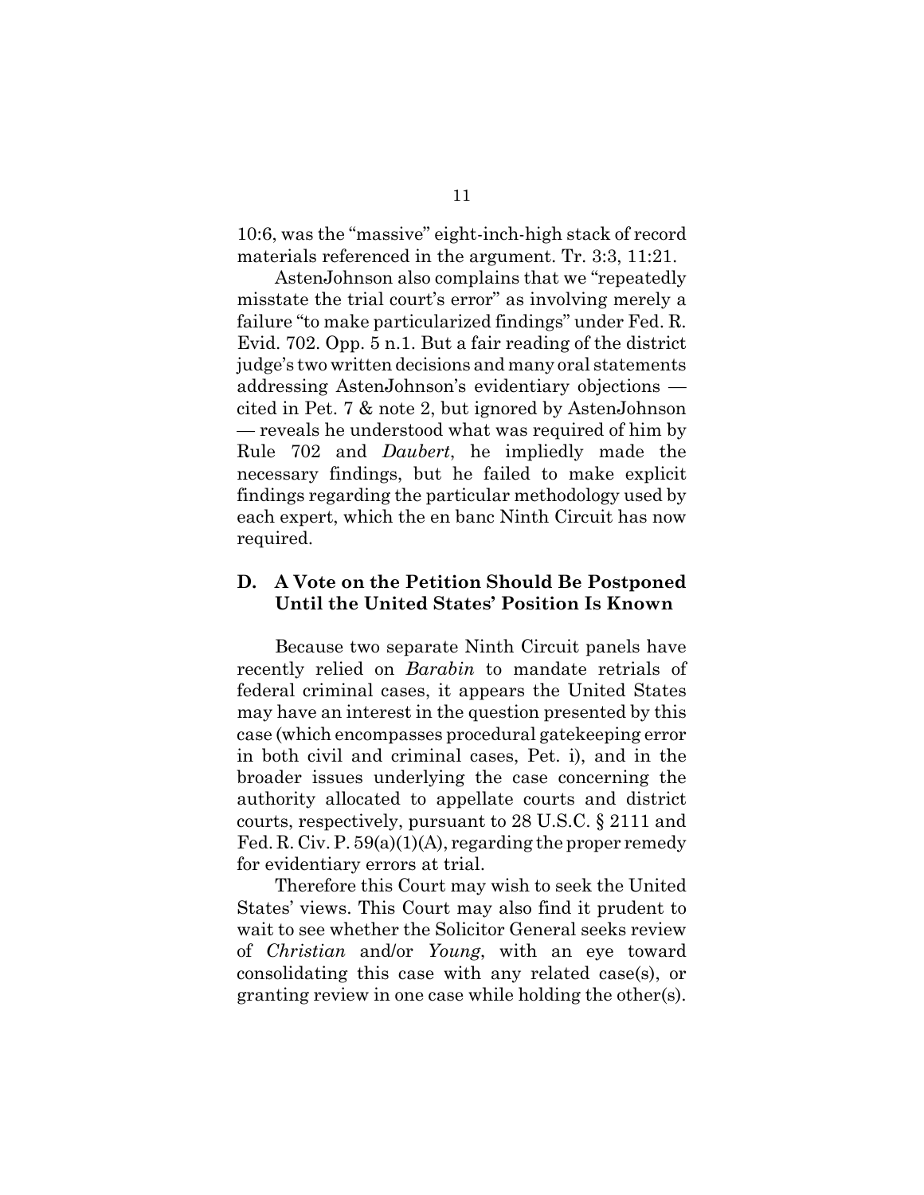10:6, was the "massive" eight-inch-high stack of record materials referenced in the argument. Tr. 3:3, 11:21.

AstenJohnson also complains that we "repeatedly misstate the trial court's error" as involving merely a failure "to make particularized findings" under Fed. R. Evid. 702. Opp. 5 n.1. But a fair reading of the district judge's two written decisions and many oral statements addressing AstenJohnson's evidentiary objections — cited in Pet. 7 & note 2, but ignored by AstenJohnson — reveals he understood what was required of him by Rule 702 and *Daubert*, he impliedly made the necessary findings, but he failed to make explicit findings regarding the particular methodology used by each expert, which the en banc Ninth Circuit has now required.

## D. A Vote on the Petition Should Be Postponed Until the United States' Position Is Known

Because two separate Ninth Circuit panels have recently relied on *Barabin* to mandate retrials of federal criminal cases, it appears the United States may have an interest in the question presented by this case (which encompasses procedural gatekeeping error in both civil and criminal cases, Pet. i), and in the broader issues underlying the case concerning the authority allocated to appellate courts and district courts, respectively, pursuant to 28 U.S.C. § 2111 and Fed. R. Civ. P. 59(a)(1)(A), regarding the proper remedy for evidentiary errors at trial.

Therefore this Court may wish to seek the United States' views. This Court may also find it prudent to wait to see whether the Solicitor General seeks review of *Christian* and/or *Young*, with an eye toward consolidating this case with any related case(s), or granting review in one case while holding the other(s).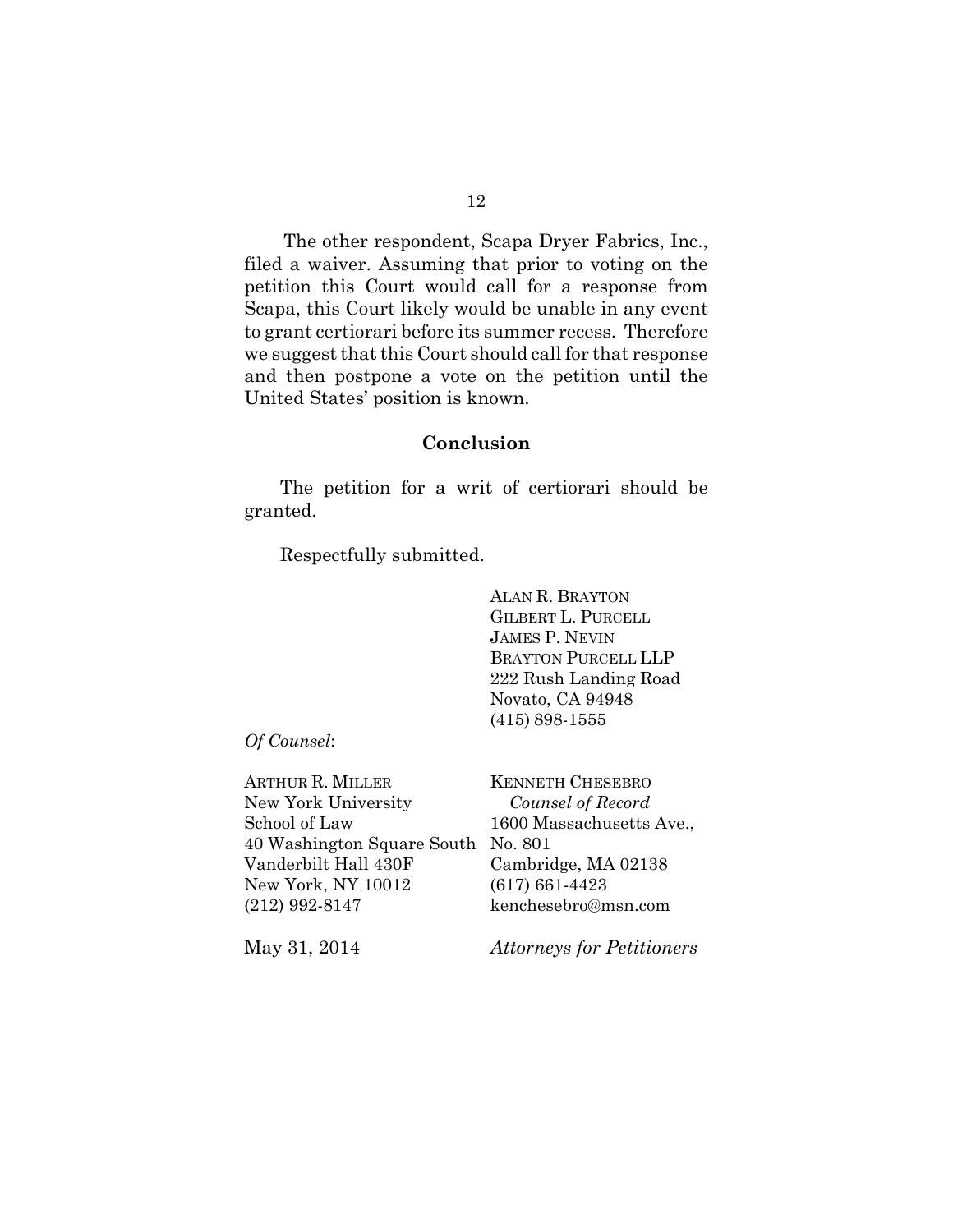The other respondent, Scapa Dryer Fabrics, Inc., filed a waiver. Assuming that prior to voting on the petition this Court would call for a response from Scapa, this Court likely would be unable in any event to grant certiorari before its summer recess. Therefore we suggest that this Court should call for that response and then postpone a vote on the petition until the United States' position is known.

## Conclusion

The petition for a writ of certiorari should be granted.

Respectfully submitted.

ALAN R. BRAYTON
GILBERT L. PURCELL
JAMES P. NEVIN
BRAYTON PURCELL LLP
222 Rush Landing Road
Novato, CA 94948
(415) 898-1555

*Of Counsel*:

ARTHUR R. MILLER
New York University
School of Law
40 Washington Square South
Vanderbilt Hall 430F
New York, NY 10012
(212) 992-8147

KENNETH CHESEBRO
*Counsel of Record*
1600 Massachusetts Ave.,
No. 801
Cambridge, MA 02138
(617) 661-4423
kenchesebro@msn.com

May 31, 2014

*Attorneys for Petitioners*